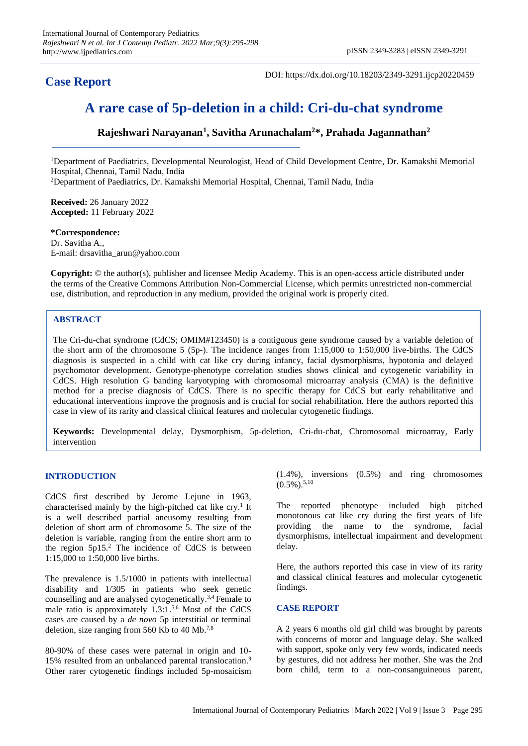## Case Report

DOI: https://dx.doi.org/10.18203/2349-3291.ijcp20220459

# A rare case of 5p-deletion in a child: Cri-du-chat syndrome

**Rajeshwari Narayanan[1], Savitha Arunachalam[2]\*, Prahada Jagannathan[2]**

[1]Department of Paediatrics, Developmental Neurologist, Head of Child Development Centre, Dr. Kamakshi Memorial Hospital, Chennai, Tamil Nadu, India
[2]Department of Paediatrics, Dr. Kamakshi Memorial Hospital, Chennai, Tamil Nadu, India

**Received:** 26 January 2022
**Accepted:** 11 February 2022

**\*Correspondence:**
Dr. Savitha A.,
E-mail: drsavitha_arun@yahoo.com

**Copyright:** © the author(s), publisher and licensee Medip Academy. This is an open-access article distributed under the terms of the Creative Commons Attribution Non-Commercial License, which permits unrestricted non-commercial use, distribution, and reproduction in any medium, provided the original work is properly cited.

## ABSTRACT

The Cri-du-chat syndrome (CdCS; OMIM#123450) is a contiguous gene syndrome caused by a variable deletion of the short arm of the chromosome 5 (5p-). The incidence ranges from 1:15,000 to 1:50,000 live-births. The CdCS diagnosis is suspected in a child with cat like cry during infancy, facial dysmorphisms, hypotonia and delayed psychomotor development. Genotype-phenotype correlation studies shows clinical and cytogenetic variability in CdCS. High resolution G banding karyotyping with chromosomal microarray analysis (CMA) is the definitive method for a precise diagnosis of CdCS. There is no specific therapy for CdCS but early rehabilitative and educational interventions improve the prognosis and is crucial for social rehabilitation. Here the authors reported this case in view of its rarity and classical clinical features and molecular cytogenetic findings.

**Keywords:** Developmental delay, Dysmorphism, 5p-deletion, Cri-du-chat, Chromosomal microarray, Early intervention

## INTRODUCTION

CdCS first described by Jerome Lejune in 1963, characterised mainly by the high-pitched cat like cry.[1] It is a well described partial aneusomy resulting from deletion of short arm of chromosome 5. The size of the deletion is variable, ranging from the entire short arm to the region 5p15.[2] The incidence of CdCS is between 1:15,000 to 1:50,000 live births.

The prevalence is 1.5/1000 in patients with intellectual disability and 1/305 in patients who seek genetic counselling and are analysed cytogenetically.[3,4] Female to male ratio is approximately 1.3:1.[5,6] Most of the CdCS cases are caused by a *de novo* 5p interstitial or terminal deletion, size ranging from 560 Kb to 40 Mb.[7,8]

80-90% of these cases were paternal in origin and 10-15% resulted from an unbalanced parental translocation.[9] Other rarer cytogenetic findings included 5p-mosaicism (1.4%), inversions (0.5%) and ring chromosomes (0.5%).[5,10]

The reported phenotype included high pitched monotonous cat like cry during the first years of life providing the name to the syndrome, facial dysmorphisms, intellectual impairment and development delay.

Here, the authors reported this case in view of its rarity and classical clinical features and molecular cytogenetic findings.

## CASE REPORT

A 2 years 6 months old girl child was brought by parents with concerns of motor and language delay. She walked with support, spoke only very few words, indicated needs by gestures, did not address her mother. She was the 2nd born child, term to a non-consanguineous parent,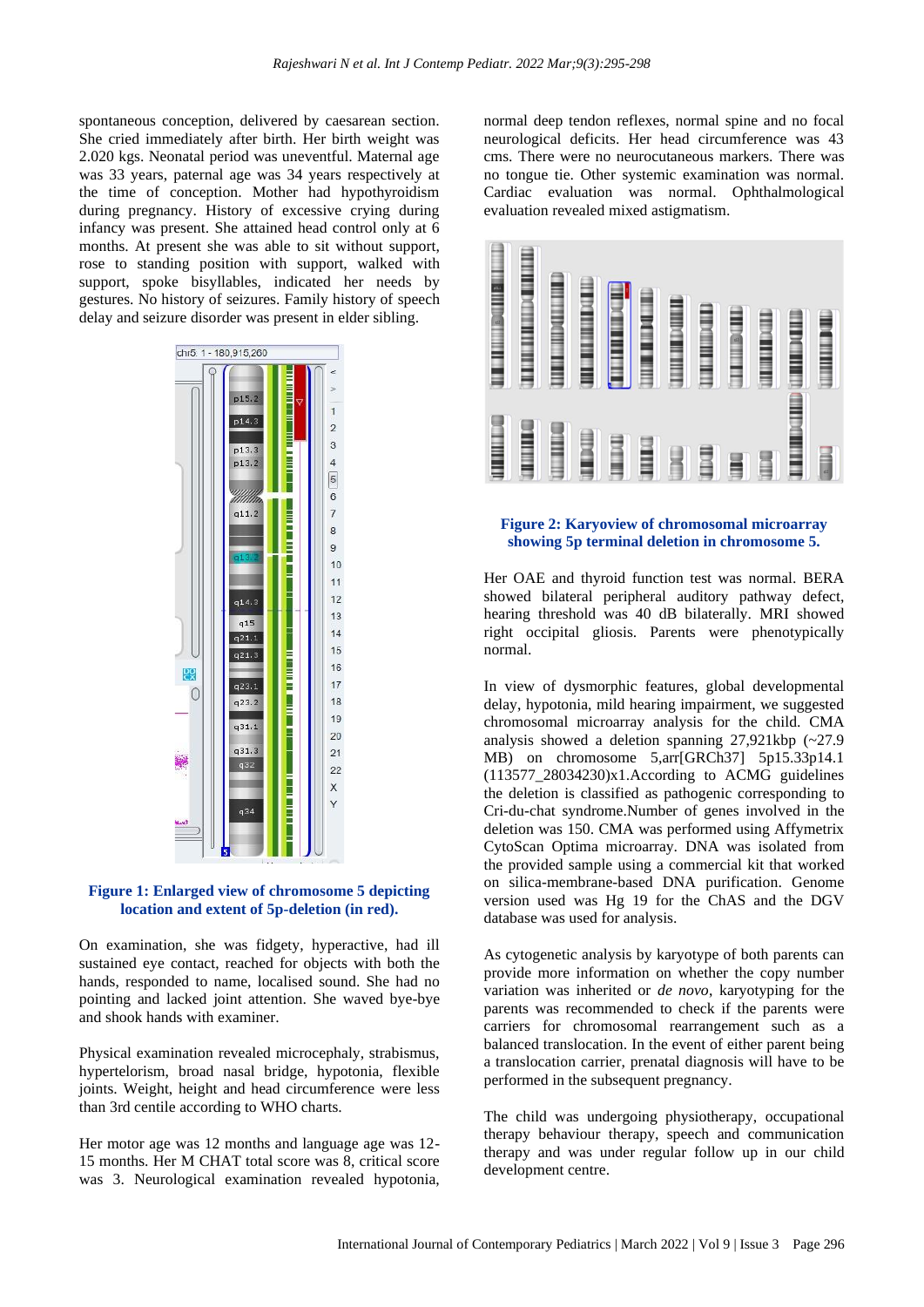spontaneous conception, delivered by caesarean section. She cried immediately after birth. Her birth weight was 2.020 kgs. Neonatal period was uneventful. Maternal age was 33 years, paternal age was 34 years respectively at the time of conception. Mother had hypothyroidism during pregnancy. History of excessive crying during infancy was present. She attained head control only at 6 months. At present she was able to sit without support, rose to standing position with support, walked with support, spoke bisyllables, indicated her needs by gestures. No history of seizures. Family history of speech delay and seizure disorder was present in elder sibling.

chr5: 1 - 180,915,260

p15.2
p14.3
p13.3
p13.2
q11.2
q13.2
q14.3
q15
q21.1
q21.3
q23.1
q23.2
q31.1
q31.3
q32
q34

<
>
1
2
3
4
5
6
7
8
9
10
11
12
13
14
15
16
17
18
19
20
21
22
X
Y

**Figure 1: Enlarged view of chromosome 5 depicting location and extent of 5p-deletion (in red).**

On examination, she was fidgety, hyperactive, had ill sustained eye contact, reached for objects with both the hands, responded to name, localised sound. She had no pointing and lacked joint attention. She waved bye-bye and shook hands with examiner.

Physical examination revealed microcephaly, strabismus, hypertelorism, broad nasal bridge, hypotonia, flexible joints. Weight, height and head circumference were less than 3rd centile according to WHO charts.

Her motor age was 12 months and language age was 12-15 months. Her M CHAT total score was 8, critical score was 3. Neurological examination revealed hypotonia, normal deep tendon reflexes, normal spine and no focal neurological deficits. Her head circumference was 43 cms. There were no neurocutaneous markers. There was no tongue tie. Other systemic examination was normal. Cardiac evaluation was normal. Ophthalmological evaluation revealed mixed astigmatism.

**Figure 2: Karyoview of chromosomal microarray showing 5p terminal deletion in chromosome 5.**

Her OAE and thyroid function test was normal. BERA showed bilateral peripheral auditory pathway defect, hearing threshold was 40 dB bilaterally. MRI showed right occipital gliosis. Parents were phenotypically normal.

In view of dysmorphic features, global developmental delay, hypotonia, mild hearing impairment, we suggested chromosomal microarray analysis for the child. CMA analysis showed a deletion spanning 27,921kbp (~27.9 MB) on chromosome 5,arr[GRCh37] 5p15.33p14.1 (113577_28034230)x1.According to ACMG guidelines the deletion is classified as pathogenic corresponding to Cri-du-chat syndrome.Number of genes involved in the deletion was 150. CMA was performed using Affymetrix CytoScan Optima microarray. DNA was isolated from the provided sample using a commercial kit that worked on silica-membrane-based DNA purification. Genome version used was Hg 19 for the ChAS and the DGV database was used for analysis.

As cytogenetic analysis by karyotype of both parents can provide more information on whether the copy number variation was inherited or *de novo*, karyotyping for the parents was recommended to check if the parents were carriers for chromosomal rearrangement such as a balanced translocation. In the event of either parent being a translocation carrier, prenatal diagnosis will have to be performed in the subsequent pregnancy.

The child was undergoing physiotherapy, occupational therapy behaviour therapy, speech and communication therapy and was under regular follow up in our child development centre.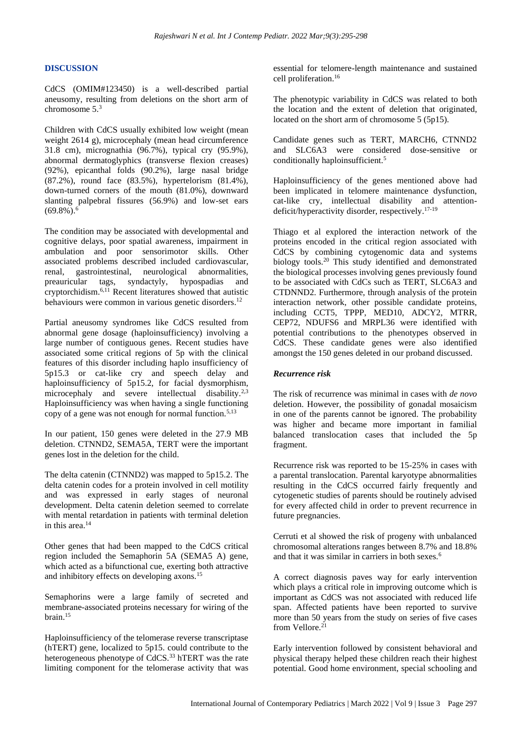## DISCUSSION

CdCS (OMIM#123450) is a well-described partial aneusomy, resulting from deletions on the short arm of chromosome 5.[3]

Children with CdCS usually exhibited low weight (mean weight 2614 g), microcephaly (mean head circumference 31.8 cm), micrognathia (96.7%), typical cry (95.9%), abnormal dermatoglyphics (transverse flexion creases) (92%), epicanthal folds (90.2%), large nasal bridge (87.2%), round face (83.5%), hypertelorism (81.4%), down-turned corners of the mouth (81.0%), downward slanting palpebral fissures (56.9%) and low-set ears (69.8%).[6]

The condition may be associated with developmental and cognitive delays, poor spatial awareness, impairment in ambulation and poor sensorimotor skills. Other associated problems described included cardiovascular, renal, gastrointestinal, neurological abnormalities, preauricular tags, syndactyly, hypospadias and cryptorchidism.[6,11] Recent literatures showed that autistic behaviours were common in various genetic disorders.[12]

Partial aneusomy syndromes like CdCS resulted from abnormal gene dosage (haploinsufficiency) involving a large number of contiguous genes. Recent studies have associated some critical regions of 5p with the clinical features of this disorder including haplo insufficiency of 5p15.3 or cat-like cry and speech delay and haploinsufficiency of 5p15.2, for facial dysmorphism, microcephaly and severe intellectual disability.[2,3] Haploinsufficiency was when having a single functioning copy of a gene was not enough for normal function.[5,13]

In our patient, 150 genes were deleted in the 27.9 MB deletion. CTNND2, SEMA5A, TERT were the important genes lost in the deletion for the child.

The delta catenin (CTNND2) was mapped to 5p15.2. The delta catenin codes for a protein involved in cell motility and was expressed in early stages of neuronal development. Delta catenin deletion seemed to correlate with mental retardation in patients with terminal deletion in this area.[14]

Other genes that had been mapped to the CdCS critical region included the Semaphorin 5A (SEMA5 A) gene, which acted as a bifunctional cue, exerting both attractive and inhibitory effects on developing axons.[15]

Semaphorins were a large family of secreted and membrane-associated proteins necessary for wiring of the brain.[15]

Haploinsufficiency of the telomerase reverse transcriptase (hTERT) gene, localized to 5p15. could contribute to the heterogeneous phenotype of CdCS.[33] hTERT was the rate limiting component for the telomerase activity that was essential for telomere-length maintenance and sustained cell proliferation.[16]

The phenotypic variability in CdCS was related to both the location and the extent of deletion that originated, located on the short arm of chromosome 5 (5p15).

Candidate genes such as TERT, MARCH6, CTNND2 and SLC6A3 were considered dose-sensitive or conditionally haploinsufficient.[5]

Haploinsufficiency of the genes mentioned above had been implicated in telomere maintenance dysfunction, cat-like cry, intellectual disability and attention-deficit/hyperactivity disorder, respectively.[17-19]

Thiago et al explored the interaction network of the proteins encoded in the critical region associated with CdCS by combining cytogenomic data and systems biology tools.[20] This study identified and demonstrated the biological processes involving genes previously found to be associated with CdCs such as TERT, SLC6A3 and CTDNND2. Furthermore, through analysis of the protein interaction network, other possible candidate proteins, including CCT5, TPPP, MED10, ADCY2, MTRR, CEP72, NDUFS6 and MRPL36 were identified with potential contributions to the phenotypes observed in CdCS. These candidate genes were also identified amongst the 150 genes deleted in our proband discussed.

### *Recurrence risk*

The risk of recurrence was minimal in cases with *de novo* deletion. However, the possibility of gonadal mosaicism in one of the parents cannot be ignored. The probability was higher and became more important in familial balanced translocation cases that included the 5p fragment.

Recurrence risk was reported to be 15-25% in cases with a parental translocation. Parental karyotype abnormalities resulting in the CdCS occurred fairly frequently and cytogenetic studies of parents should be routinely advised for every affected child in order to prevent recurrence in future pregnancies.

Cerruti et al showed the risk of progeny with unbalanced chromosomal alterations ranges between 8.7% and 18.8% and that it was similar in carriers in both sexes.[6]

A correct diagnosis paves way for early intervention which plays a critical role in improving outcome which is important as CdCS was not associated with reduced life span. Affected patients have been reported to survive more than 50 years from the study on series of five cases from Vellore.[21]

Early intervention followed by consistent behavioral and physical therapy helped these children reach their highest potential. Good home environment, special schooling and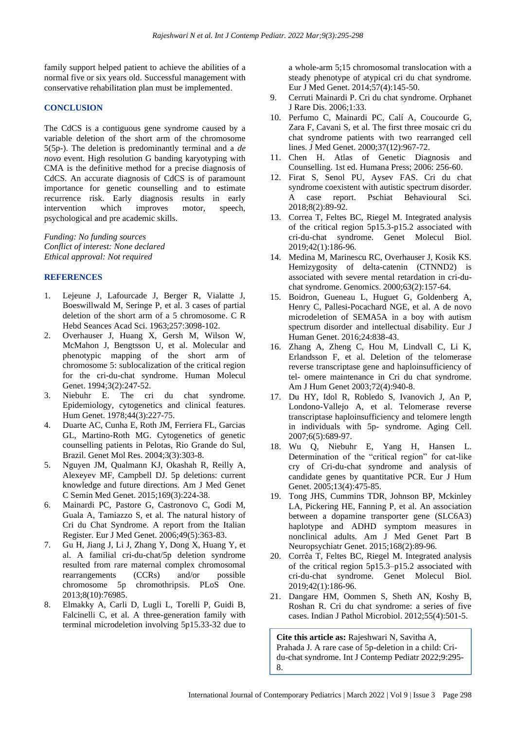family support helped patient to achieve the abilities of a normal five or six years old. Successful management with conservative rehabilitation plan must be implemented.

## CONCLUSION

The CdCS is a contiguous gene syndrome caused by a variable deletion of the short arm of the chromosome 5(5p-). The deletion is predominantly terminal and a *de novo* event. High resolution G banding karyotyping with CMA is the definitive method for a precise diagnosis of CdCS. An accurate diagnosis of CdCS is of paramount importance for genetic counselling and to estimate recurrence risk. Early diagnosis results in early intervention which improves motor, speech, psychological and pre academic skills.

*Funding: No funding sources*
*Conflict of interest: None declared*
*Ethical approval: Not required*

## REFERENCES

1. Lejeune J, Lafourcade J, Berger R, Vialatte J, Boeswillwald M, Seringe P, et al. 3 cases of partial deletion of the short arm of a 5 chromosome. C R Hebd Seances Acad Sci. 1963;257:3098-102.
2. Overhauser J, Huang X, Gersh M, Wilson W, McMahon J, Bengtsson U, et al. Molecular and phenotypic mapping of the short arm of chromosome 5: sublocalization of the critical region for the cri-du-chat syndrome. Human Molecul Genet. 1994;3(2):247-52.
3. Niebuhr E. The cri du chat syndrome. Epidemiology, cytogenetics and clinical features. Hum Genet. 1978;44(3):227-75.
4. Duarte AC, Cunha E, Roth JM, Ferriera FL, Garcias GL, Martino-Roth MG. Cytogenetics of genetic counselling patients in Pelotas, Rio Grande do Sul, Brazil. Genet Mol Res. 2004;3(3):303-8.
5. Nguyen JM, Qualmann KJ, Okashah R, Reilly A, Alexeyev MF, Campbell DJ. 5p deletions: current knowledge and future directions. Am J Med Genet C Semin Med Genet. 2015;169(3):224-38.
6. Mainardi PC, Pastore G, Castronovo C, Godi M, Guala A, Tamiazzo S, et al. The natural history of Cri du Chat Syndrome. A report from the Italian Register. Eur J Med Genet. 2006;49(5):363-83.
7. Gu H, Jiang J, Li J, Zhang Y, Dong X, Huang Y, et al. A familial cri-du-chat/5p deletion syndrome resulted from rare maternal complex chromosomal rearrangements (CCRs) and/or possible chromosome 5p chromothripsis. PLoS One. 2013;8(10):76985.
8. Elmakky A, Carli D, Lugli L, Torelli P, Guidi B, Falcinelli C, et al. A three-generation family with terminal microdeletion involving 5p15.33-32 due to a whole-arm 5;15 chromosomal translocation with a steady phenotype of atypical cri du chat syndrome. Eur J Med Genet. 2014;57(4):145-50.
9. Cerruti Mainardi P. Cri du chat syndrome. Orphanet J Rare Dis. 2006;1:33.
10. Perfumo C, Mainardi PC, Calí A, Coucourde G, Zara F, Cavani S, et al. The first three mosaic cri du chat syndrome patients with two rearranged cell lines. J Med Genet. 2000;37(12):967-72.
11. Chen H. Atlas of Genetic Diagnosis and Counselling. 1st ed. Humana Press; 2006: 256-60.
12. Firat S, Senol PU, Aysev FAS. Cri du chat syndrome coexistent with autistic spectrum disorder. A case report. Pschiat Behavioural Sci. 2018;8(2):89-92.
13. Correa T, Feltes BC, Riegel M. Integrated analysis of the critical region 5p15.3-p15.2 associated with cri-du-chat syndrome. Genet Molecul Biol. 2019;42(1):186-96.
14. Medina M, Marinescu RC, Overhauser J, Kosik KS. Hemizygosity of delta-catenin (CTNND2) is associated with severe mental retardation in cri-du-chat syndrome. Genomics. 2000;63(2):157-64.
15. Boidron, Gueneau L, Huguet G, Goldenberg A, Henry C, Pallesi-Pocachard NGE, et al. A de novo microdeletion of SEMA5A in a boy with autism spectrum disorder and intellectual disability. Eur J Human Genet. 2016;24:838-43.
16. Zhang A, Zheng C, Hou M, Lindvall C, Li K, Erlandsson F, et al. Deletion of the telomerase reverse transcriptase gene and haploinsufficiency of tel- omere maintenance in Cri du chat syndrome. Am J Hum Genet 2003;72(4):940-8.
17. Du HY, Idol R, Robledo S, Ivanovich J, An P, Londono-Vallejo A, et al. Telomerase reverse transcriptase haploinsufficiency and telomere length in individuals with 5p- syndrome. Aging Cell. 2007;6(5):689-97.
18. Wu Q, Niebuhr E, Yang H, Hansen L. Determination of the "critical region" for cat-like cry of Cri-du-chat syndrome and analysis of candidate genes by quantitative PCR. Eur J Hum Genet. 2005;13(4):475-85.
19. Tong JHS, Cummins TDR, Johnson BP, Mckinley LA, Pickering HE, Fanning P, et al. An association between a dopamine transporter gene (SLC6A3) haplotype and ADHD symptom measures in nonclinical adults. Am J Med Genet Part B Neuropsychiatr Genet. 2015;168(2):89-96.
20. Corrêa T, Feltes BC, Riegel M. Integrated analysis of the critical region 5p15.3–p15.2 associated with cri-du-chat syndrome. Genet Molecul Biol. 2019;42(1):186-96.
21. Dangare HM, Oommen S, Sheth AN, Koshy B, Roshan R. Cri du chat syndrome: a series of five cases. Indian J Pathol Microbiol. 2012;55(4):501-5.

**Cite this article as:** Rajeshwari N, Savitha A, Prahada J. A rare case of 5p-deletion in a child: Cri-du-chat syndrome. Int J Contemp Pediatr 2022;9:295-8.